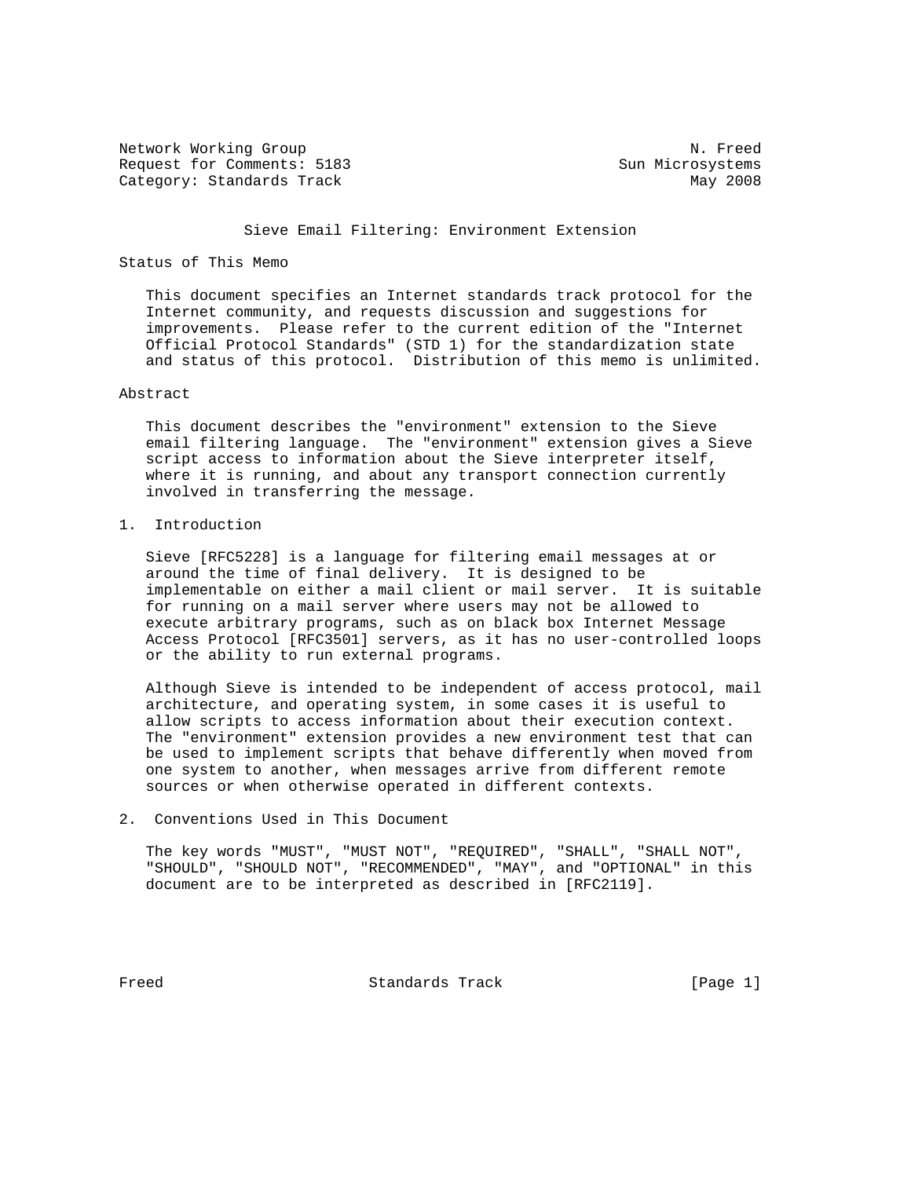Network Working Group N. Freed
Request for Comments: 5183 Sun Microsystems
Category: Standards Track May 2008

# Sieve Email Filtering: Environment Extension

## Status of This Memo

This document specifies an Internet standards track protocol for the Internet community, and requests discussion and suggestions for improvements. Please refer to the current edition of the "Internet Official Protocol Standards" (STD 1) for the standardization state and status of this protocol. Distribution of this memo is unlimited.

## Abstract

This document describes the "environment" extension to the Sieve email filtering language. The "environment" extension gives a Sieve script access to information about the Sieve interpreter itself, where it is running, and about any transport connection currently involved in transferring the message.

## 1. Introduction

Sieve [RFC5228] is a language for filtering email messages at or around the time of final delivery. It is designed to be implementable on either a mail client or mail server. It is suitable for running on a mail server where users may not be allowed to execute arbitrary programs, such as on black box Internet Message Access Protocol [RFC3501] servers, as it has no user-controlled loops or the ability to run external programs.

Although Sieve is intended to be independent of access protocol, mail architecture, and operating system, in some cases it is useful to allow scripts to access information about their execution context. The "environment" extension provides a new environment test that can be used to implement scripts that behave differently when moved from one system to another, when messages arrive from different remote sources or when otherwise operated in different contexts.

## 2. Conventions Used in This Document

The key words "MUST", "MUST NOT", "REQUIRED", "SHALL", "SHALL NOT", "SHOULD", "SHOULD NOT", "RECOMMENDED", "MAY", and "OPTIONAL" in this document are to be interpreted as described in [RFC2119].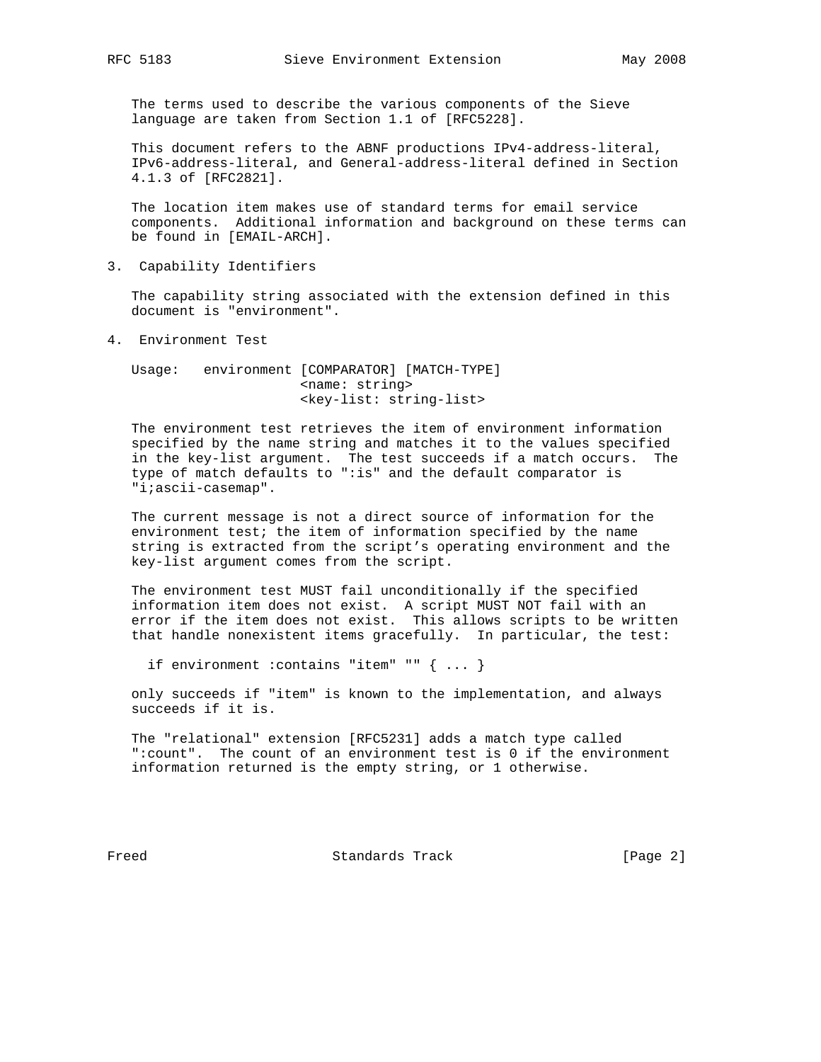The terms used to describe the various components of the Sieve language are taken from Section 1.1 of [RFC5228].

This document refers to the ABNF productions IPv4-address-literal, IPv6-address-literal, and General-address-literal defined in Section 4.1.3 of [RFC2821].

The location item makes use of standard terms for email service components. Additional information and background on these terms can be found in [EMAIL-ARCH].

## 3. Capability Identifiers

The capability string associated with the extension defined in this document is "environment".

## 4. Environment Test

```
Usage:   environment [COMPARATOR] [MATCH-TYPE]
                     <name: string>
                     <key-list: string-list>
```

The environment test retrieves the item of environment information specified by the name string and matches it to the values specified in the key-list argument. The test succeeds if a match occurs. The type of match defaults to ":is" and the default comparator is "i;ascii-casemap".

The current message is not a direct source of information for the environment test; the item of information specified by the name string is extracted from the script's operating environment and the key-list argument comes from the script.

The environment test MUST fail unconditionally if the specified information item does not exist. A script MUST NOT fail with an error if the item does not exist. This allows scripts to be written that handle nonexistent items gracefully. In particular, the test:

```
if environment :contains "item" "" { ... }
```

only succeeds if "item" is known to the implementation, and always succeeds if it is.

The "relational" extension [RFC5231] adds a match type called ":count". The count of an environment test is 0 if the environment information returned is the empty string, or 1 otherwise.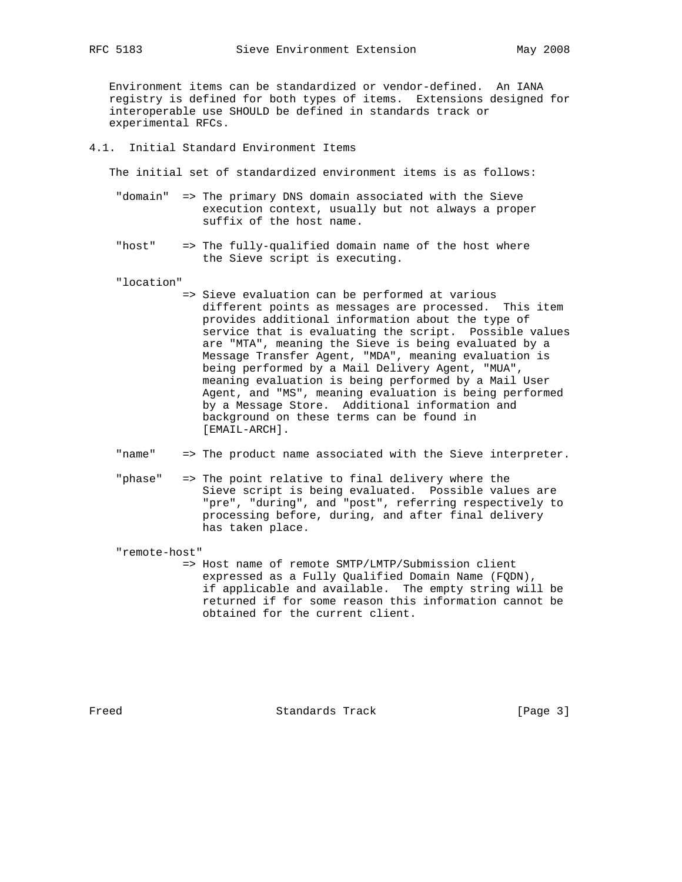Environment items can be standardized or vendor-defined. An IANA registry is defined for both types of items. Extensions designed for interoperable use SHOULD be defined in standards track or experimental RFCs.

## 4.1. Initial Standard Environment Items

The initial set of standardized environment items is as follows:

"domain" => The primary DNS domain associated with the Sieve execution context, usually but not always a proper suffix of the host name.

"host" => The fully-qualified domain name of the host where the Sieve script is executing.

"location" => Sieve evaluation can be performed at various different points as messages are processed. This item provides additional information about the type of service that is evaluating the script. Possible values are "MTA", meaning the Sieve is being evaluated by a Message Transfer Agent, "MDA", meaning evaluation is being performed by a Mail Delivery Agent, "MUA", meaning evaluation is being performed by a Mail User Agent, and "MS", meaning evaluation is being performed by a Message Store. Additional information and background on these terms can be found in [EMAIL-ARCH].

"name" => The product name associated with the Sieve interpreter.

"phase" => The point relative to final delivery where the Sieve script is being evaluated. Possible values are "pre", "during", and "post", referring respectively to processing before, during, and after final delivery has taken place.

"remote-host" => Host name of remote SMTP/LMTP/Submission client expressed as a Fully Qualified Domain Name (FQDN), if applicable and available. The empty string will be returned if for some reason this information cannot be obtained for the current client.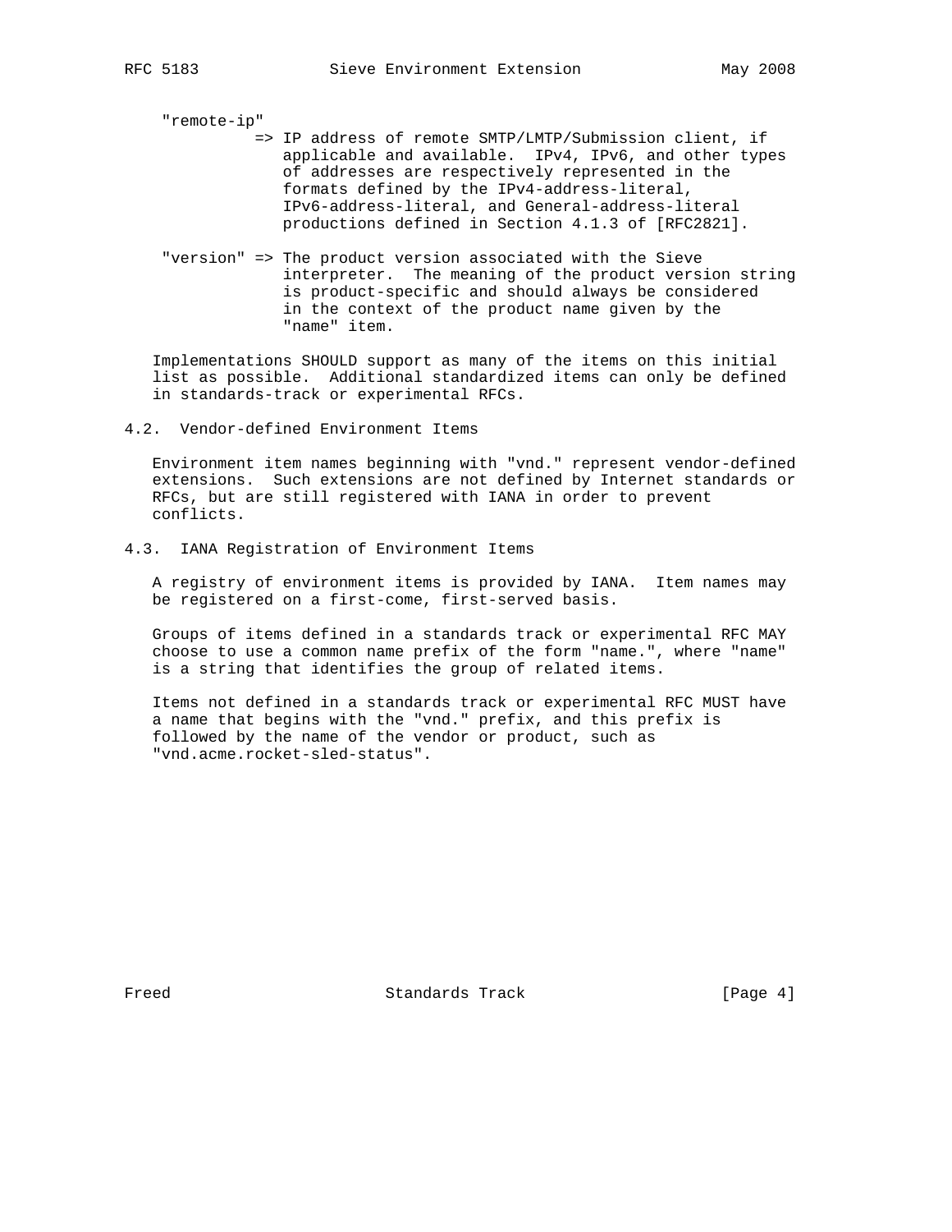"remote-ip"
=> IP address of remote SMTP/LMTP/Submission client, if applicable and available. IPv4, IPv6, and other types of addresses are respectively represented in the formats defined by the IPv4-address-literal, IPv6-address-literal, and General-address-literal productions defined in Section 4.1.3 of [RFC2821].

"version" => The product version associated with the Sieve interpreter. The meaning of the product version string is product-specific and should always be considered in the context of the product name given by the "name" item.

Implementations SHOULD support as many of the items on this initial list as possible. Additional standardized items can only be defined in standards-track or experimental RFCs.

## 4.2. Vendor-defined Environment Items

Environment item names beginning with "vnd." represent vendor-defined extensions. Such extensions are not defined by Internet standards or RFCs, but are still registered with IANA in order to prevent conflicts.

## 4.3. IANA Registration of Environment Items

A registry of environment items is provided by IANA. Item names may be registered on a first-come, first-served basis.

Groups of items defined in a standards track or experimental RFC MAY choose to use a common name prefix of the form "name.", where "name" is a string that identifies the group of related items.

Items not defined in a standards track or experimental RFC MUST have a name that begins with the "vnd." prefix, and this prefix is followed by the name of the vendor or product, such as "vnd.acme.rocket-sled-status".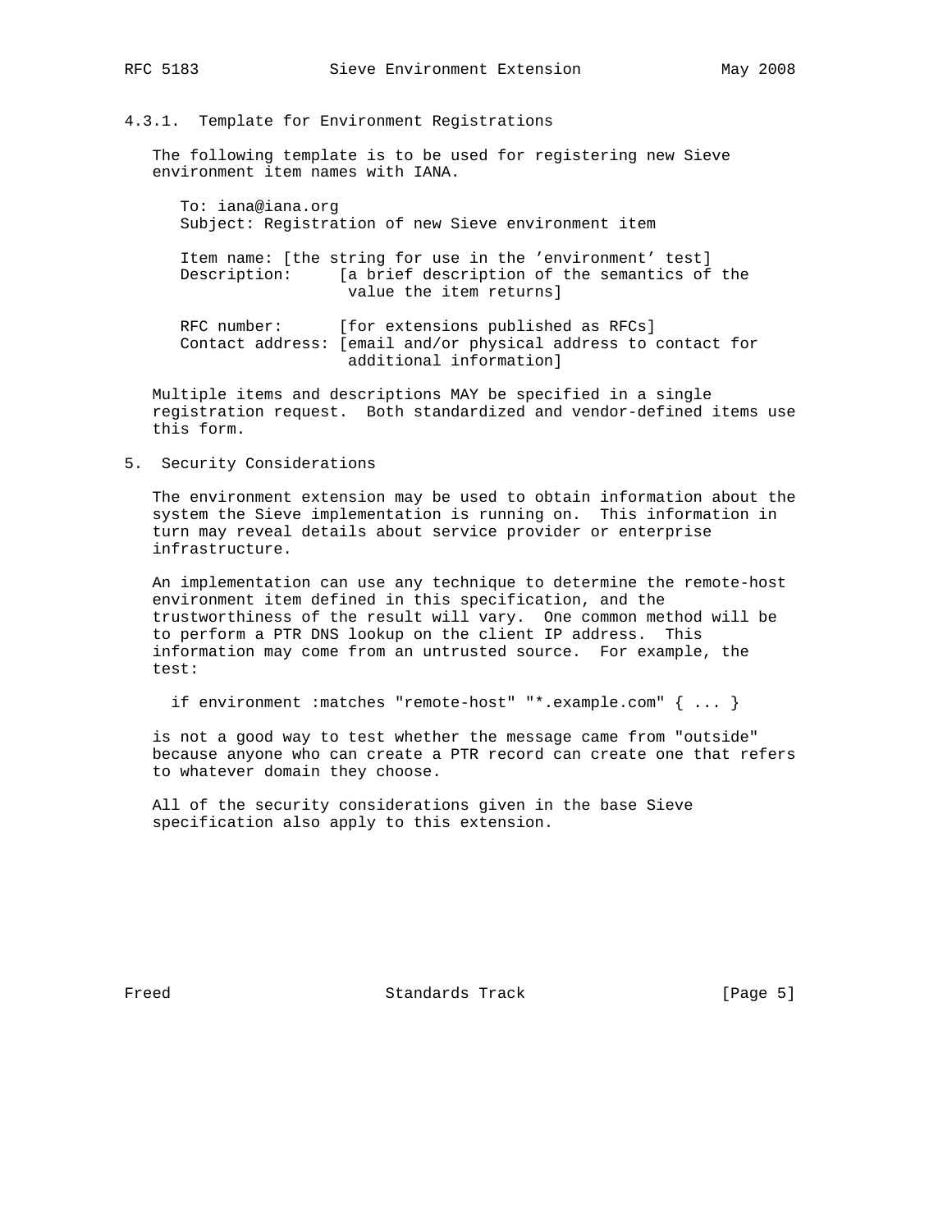### 4.3.1. Template for Environment Registrations

The following template is to be used for registering new Sieve environment item names with IANA.

```
To: iana@iana.org
Subject: Registration of new Sieve environment item

Item name: [the string for use in the 'environment' test]
Description:     [a brief description of the semantics of the
                  value the item returns]

RFC number:      [for extensions published as RFCs]
Contact address: [email and/or physical address to contact for
                  additional information]
```

Multiple items and descriptions MAY be specified in a single registration request. Both standardized and vendor-defined items use this form.

## 5. Security Considerations

The environment extension may be used to obtain information about the system the Sieve implementation is running on. This information in turn may reveal details about service provider or enterprise infrastructure.

An implementation can use any technique to determine the remote-host environment item defined in this specification, and the trustworthiness of the result will vary. One common method will be to perform a PTR DNS lookup on the client IP address. This information may come from an untrusted source. For example, the test:

```
if environment :matches "remote-host" "*.example.com" { ... }
```

is not a good way to test whether the message came from "outside" because anyone who can create a PTR record can create one that refers to whatever domain they choose.

All of the security considerations given in the base Sieve specification also apply to this extension.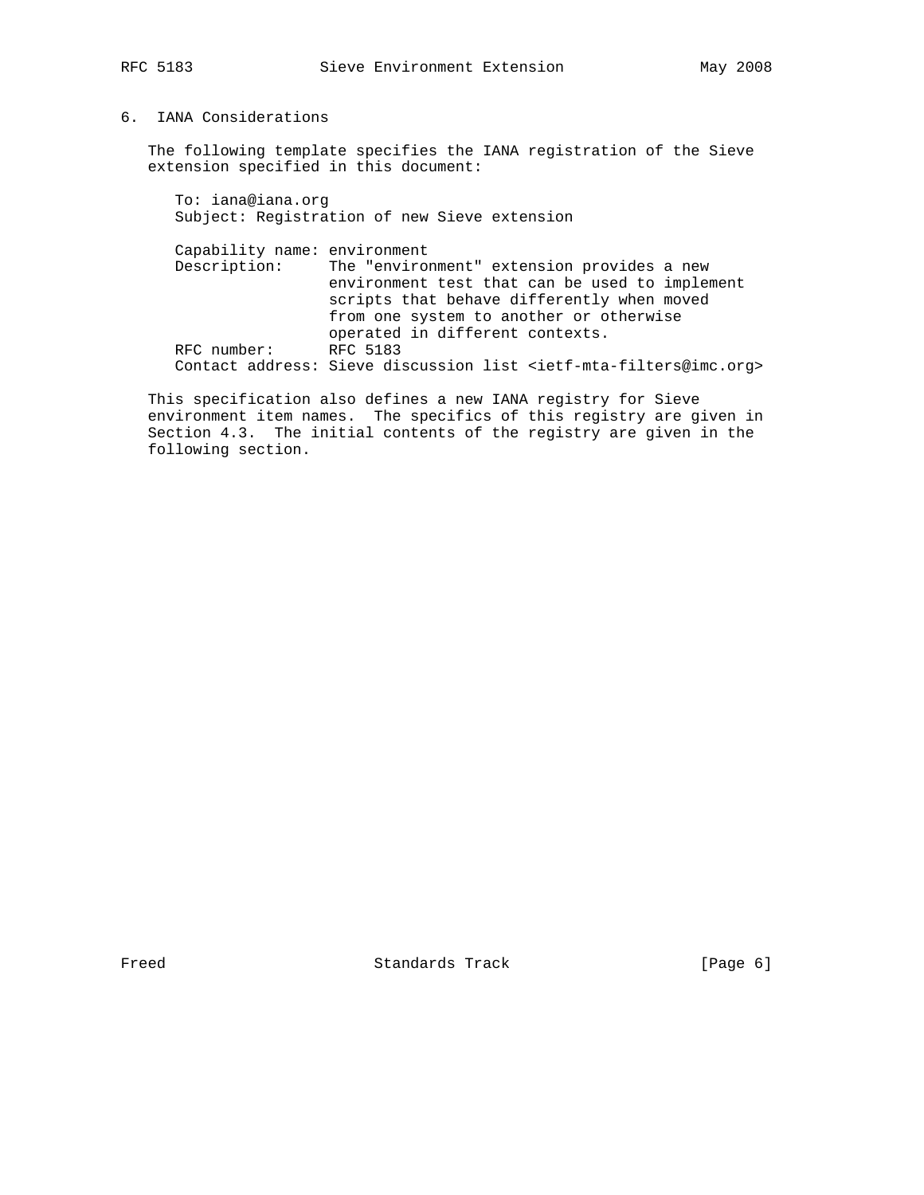## 6. IANA Considerations

The following template specifies the IANA registration of the Sieve extension specified in this document:

```
To: iana@iana.org
Subject: Registration of new Sieve extension

Capability name: environment
Description:     The "environment" extension provides a new
                 environment test that can be used to implement
                 scripts that behave differently when moved
                 from one system to another or otherwise
                 operated in different contexts.
RFC number:      RFC 5183
Contact address: Sieve discussion list <ietf-mta-filters@imc.org>
```

This specification also defines a new IANA registry for Sieve environment item names. The specifics of this registry are given in Section 4.3. The initial contents of the registry are given in the following section.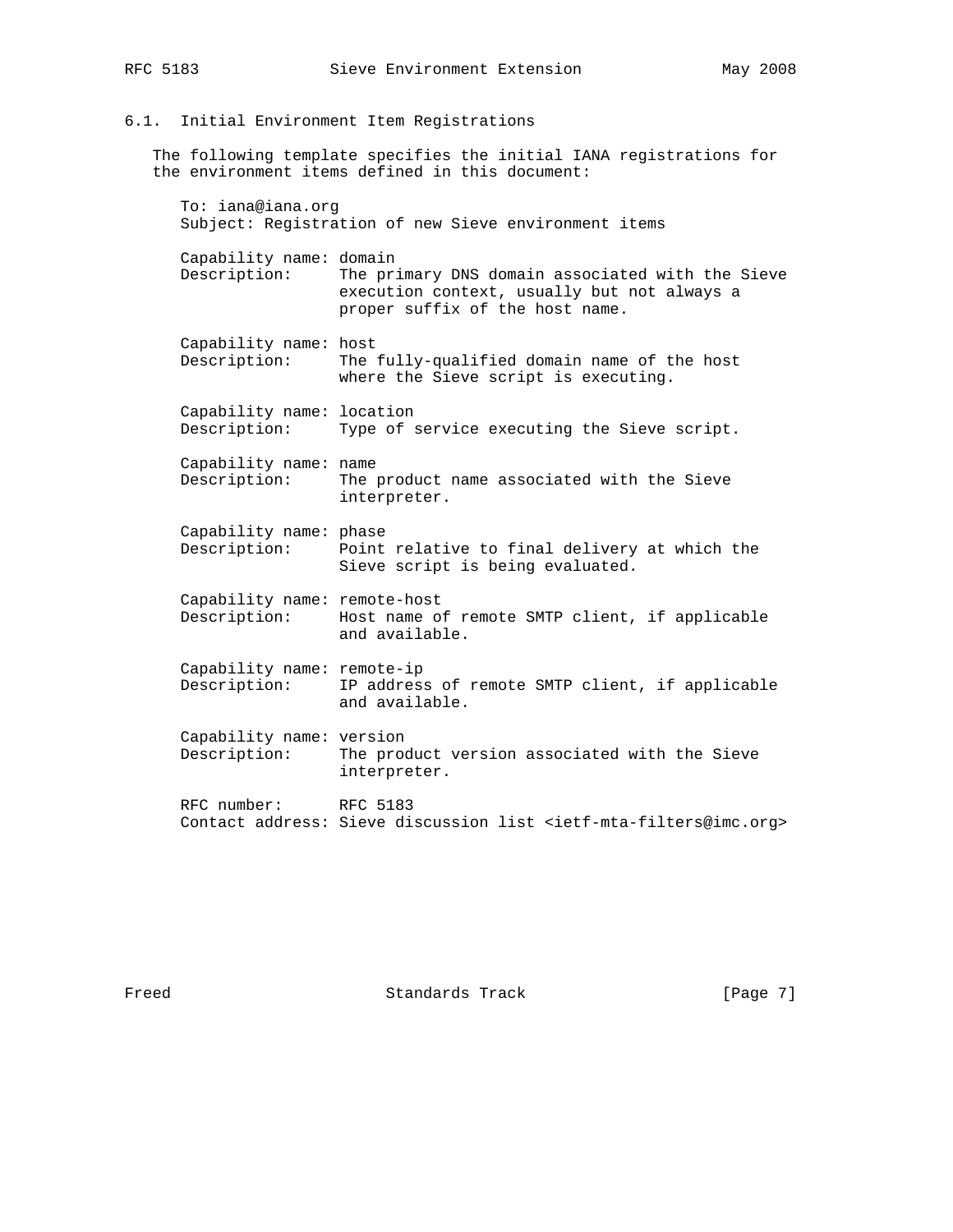### 6.1. Initial Environment Item Registrations

The following template specifies the initial IANA registrations for the environment items defined in this document:

```
To: iana@iana.org
Subject: Registration of new Sieve environment items

Capability name: domain
Description:     The primary DNS domain associated with the Sieve
                 execution context, usually but not always a
                 proper suffix of the host name.

Capability name: host
Description:     The fully-qualified domain name of the host
                 where the Sieve script is executing.

Capability name: location
Description:     Type of service executing the Sieve script.

Capability name: name
Description:     The product name associated with the Sieve
                 interpreter.

Capability name: phase
Description:     Point relative to final delivery at which the
                 Sieve script is being evaluated.

Capability name: remote-host
Description:     Host name of remote SMTP client, if applicable
                 and available.

Capability name: remote-ip
Description:     IP address of remote SMTP client, if applicable
                 and available.

Capability name: version
Description:     The product version associated with the Sieve
                 interpreter.

RFC number:      RFC 5183
Contact address: Sieve discussion list <ietf-mta-filters@imc.org>
```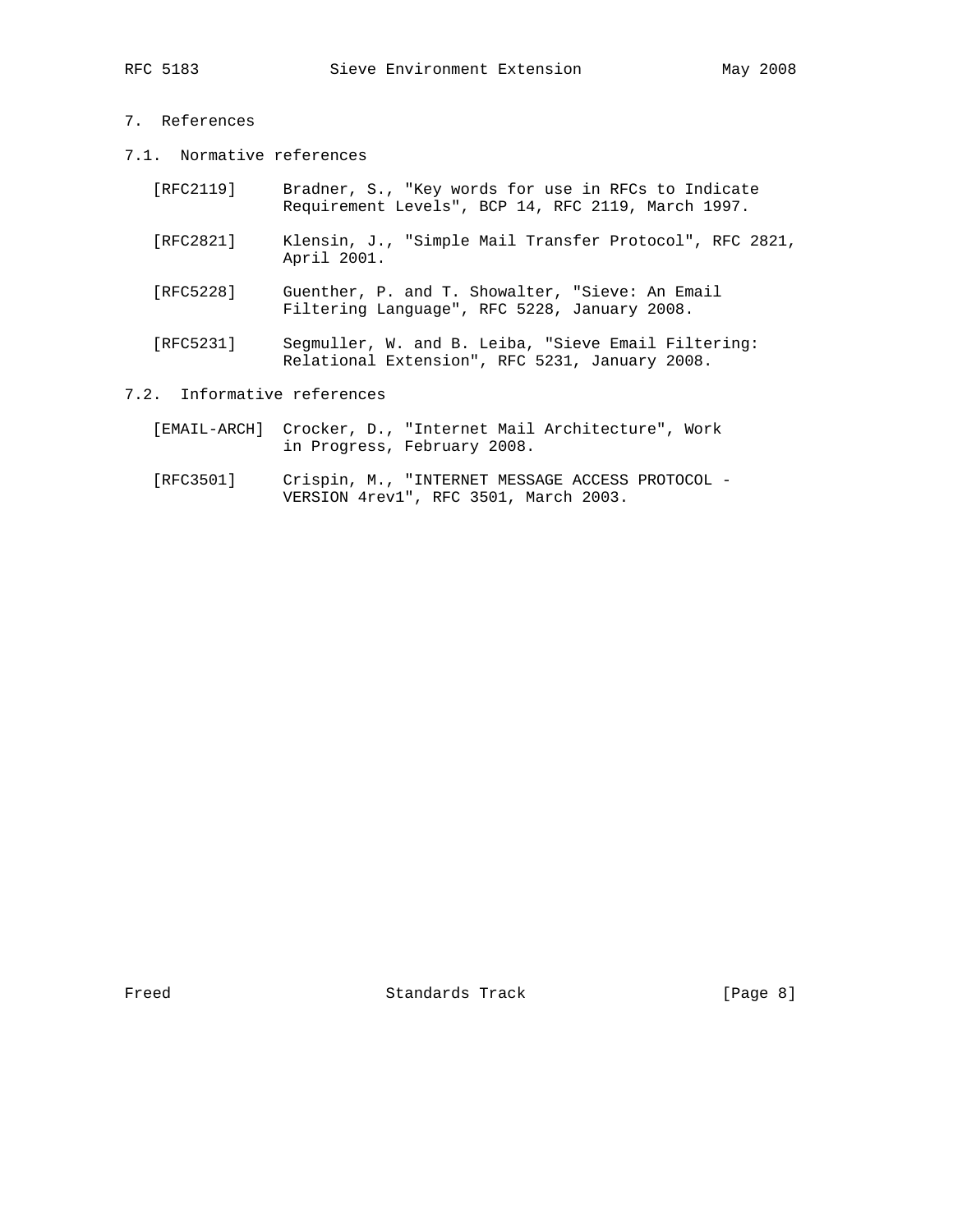## 7. References

### 7.1. Normative references

[RFC2119] Bradner, S., "Key words for use in RFCs to Indicate Requirement Levels", BCP 14, RFC 2119, March 1997.

[RFC2821] Klensin, J., "Simple Mail Transfer Protocol", RFC 2821, April 2001.

[RFC5228] Guenther, P. and T. Showalter, "Sieve: An Email Filtering Language", RFC 5228, January 2008.

[RFC5231] Segmuller, W. and B. Leiba, "Sieve Email Filtering: Relational Extension", RFC 5231, January 2008.

### 7.2. Informative references

[EMAIL-ARCH] Crocker, D., "Internet Mail Architecture", Work in Progress, February 2008.

[RFC3501] Crispin, M., "INTERNET MESSAGE ACCESS PROTOCOL - VERSION 4rev1", RFC 3501, March 2003.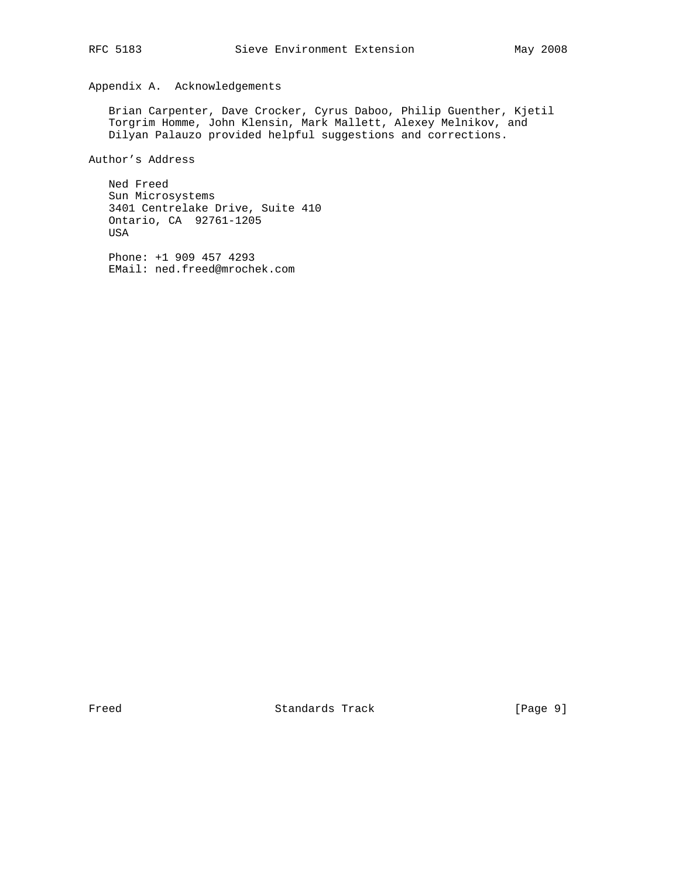## Appendix A. Acknowledgements

Brian Carpenter, Dave Crocker, Cyrus Daboo, Philip Guenther, Kjetil Torgrim Homme, John Klensin, Mark Mallett, Alexey Melnikov, and Dilyan Palauzo provided helpful suggestions and corrections.

## Author's Address

Ned Freed
Sun Microsystems
3401 Centrelake Drive, Suite 410
Ontario, CA 92761-1205
USA

Phone: +1 909 457 4293
EMail: ned.freed@mrochek.com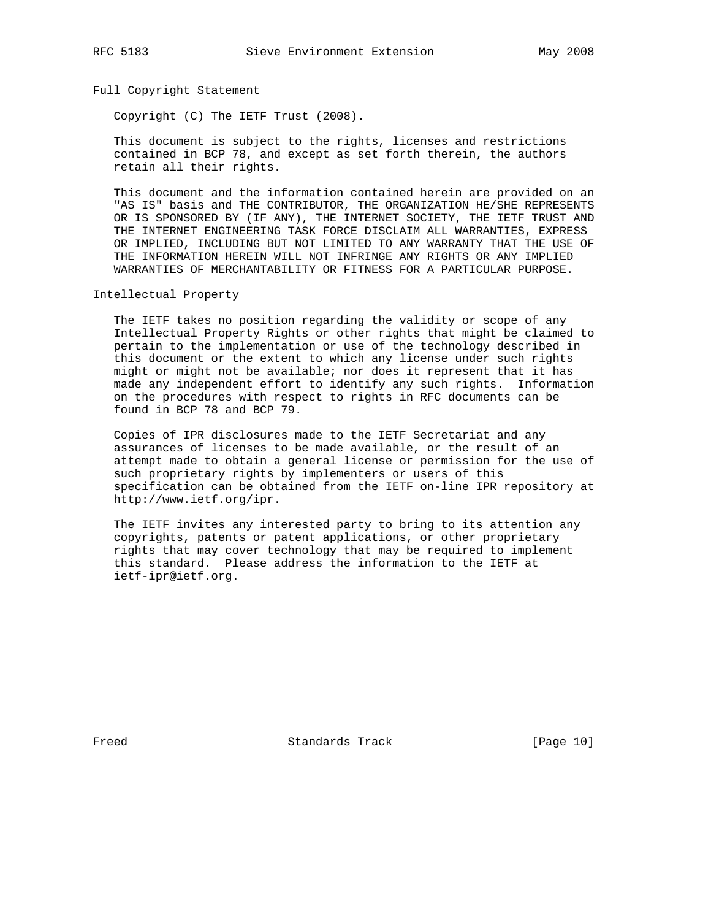## Full Copyright Statement

Copyright (C) The IETF Trust (2008).

This document is subject to the rights, licenses and restrictions contained in BCP 78, and except as set forth therein, the authors retain all their rights.

This document and the information contained herein are provided on an "AS IS" basis and THE CONTRIBUTOR, THE ORGANIZATION HE/SHE REPRESENTS OR IS SPONSORED BY (IF ANY), THE INTERNET SOCIETY, THE IETF TRUST AND THE INTERNET ENGINEERING TASK FORCE DISCLAIM ALL WARRANTIES, EXPRESS OR IMPLIED, INCLUDING BUT NOT LIMITED TO ANY WARRANTY THAT THE USE OF THE INFORMATION HEREIN WILL NOT INFRINGE ANY RIGHTS OR ANY IMPLIED WARRANTIES OF MERCHANTABILITY OR FITNESS FOR A PARTICULAR PURPOSE.

## Intellectual Property

The IETF takes no position regarding the validity or scope of any Intellectual Property Rights or other rights that might be claimed to pertain to the implementation or use of the technology described in this document or the extent to which any license under such rights might or might not be available; nor does it represent that it has made any independent effort to identify any such rights. Information on the procedures with respect to rights in RFC documents can be found in BCP 78 and BCP 79.

Copies of IPR disclosures made to the IETF Secretariat and any assurances of licenses to be made available, or the result of an attempt made to obtain a general license or permission for the use of such proprietary rights by implementers or users of this specification can be obtained from the IETF on-line IPR repository at http://www.ietf.org/ipr.

The IETF invites any interested party to bring to its attention any copyrights, patents or patent applications, or other proprietary rights that may cover technology that may be required to implement this standard. Please address the information to the IETF at ietf-ipr@ietf.org.